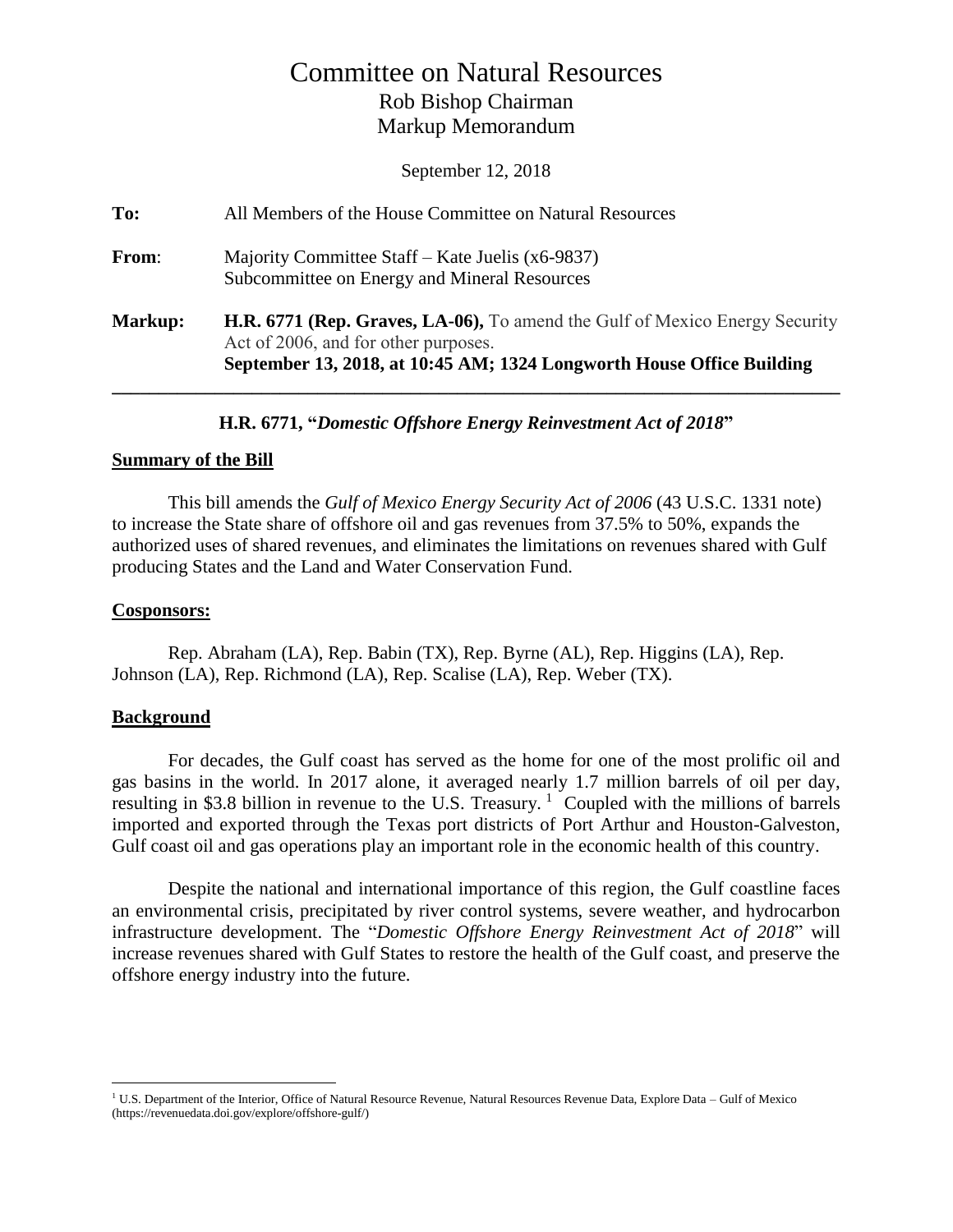# Committee on Natural Resources

## Rob Bishop Chairman
## Markup Memorandum

September 12, 2018

**To:** All Members of the House Committee on Natural Resources

**From**: Majority Committee Staff – Kate Juelis (x6-9837)
Subcommittee on Energy and Mineral Resources

**Markup:** **H.R. 6771 (Rep. Graves, LA-06),** To amend the Gulf of Mexico Energy Security Act of 2006, and for other purposes.
**September 13, 2018, at 10:45 AM; 1324 Longworth House Office Building**

---

**H.R. 6771, "*Domestic Offshore Energy Reinvestment Act of 2018*"**

### Summary of the Bill

This bill amends the *Gulf of Mexico Energy Security Act of 2006* (43 U.S.C. 1331 note) to increase the State share of offshore oil and gas revenues from 37.5% to 50%, expands the authorized uses of shared revenues, and eliminates the limitations on revenues shared with Gulf producing States and the Land and Water Conservation Fund.

### Cosponsors:

Rep. Abraham (LA), Rep. Babin (TX), Rep. Byrne (AL), Rep. Higgins (LA), Rep. Johnson (LA), Rep. Richmond (LA), Rep. Scalise (LA), Rep. Weber (TX).

### Background

For decades, the Gulf coast has served as the home for one of the most prolific oil and gas basins in the world. In 2017 alone, it averaged nearly 1.7 million barrels of oil per day, resulting in $3.8 billion in revenue to the U.S. Treasury. [1] Coupled with the millions of barrels imported and exported through the Texas port districts of Port Arthur and Houston-Galveston, Gulf coast oil and gas operations play an important role in the economic health of this country.

Despite the national and international importance of this region, the Gulf coastline faces an environmental crisis, precipitated by river control systems, severe weather, and hydrocarbon infrastructure development. The "*Domestic Offshore Energy Reinvestment Act of 2018*" will increase revenues shared with Gulf States to restore the health of the Gulf coast, and preserve the offshore energy industry into the future.

---

[1] U.S. Department of the Interior, Office of Natural Resource Revenue, Natural Resources Revenue Data, Explore Data – Gulf of Mexico (https://revenuedata.doi.gov/explore/offshore-gulf/)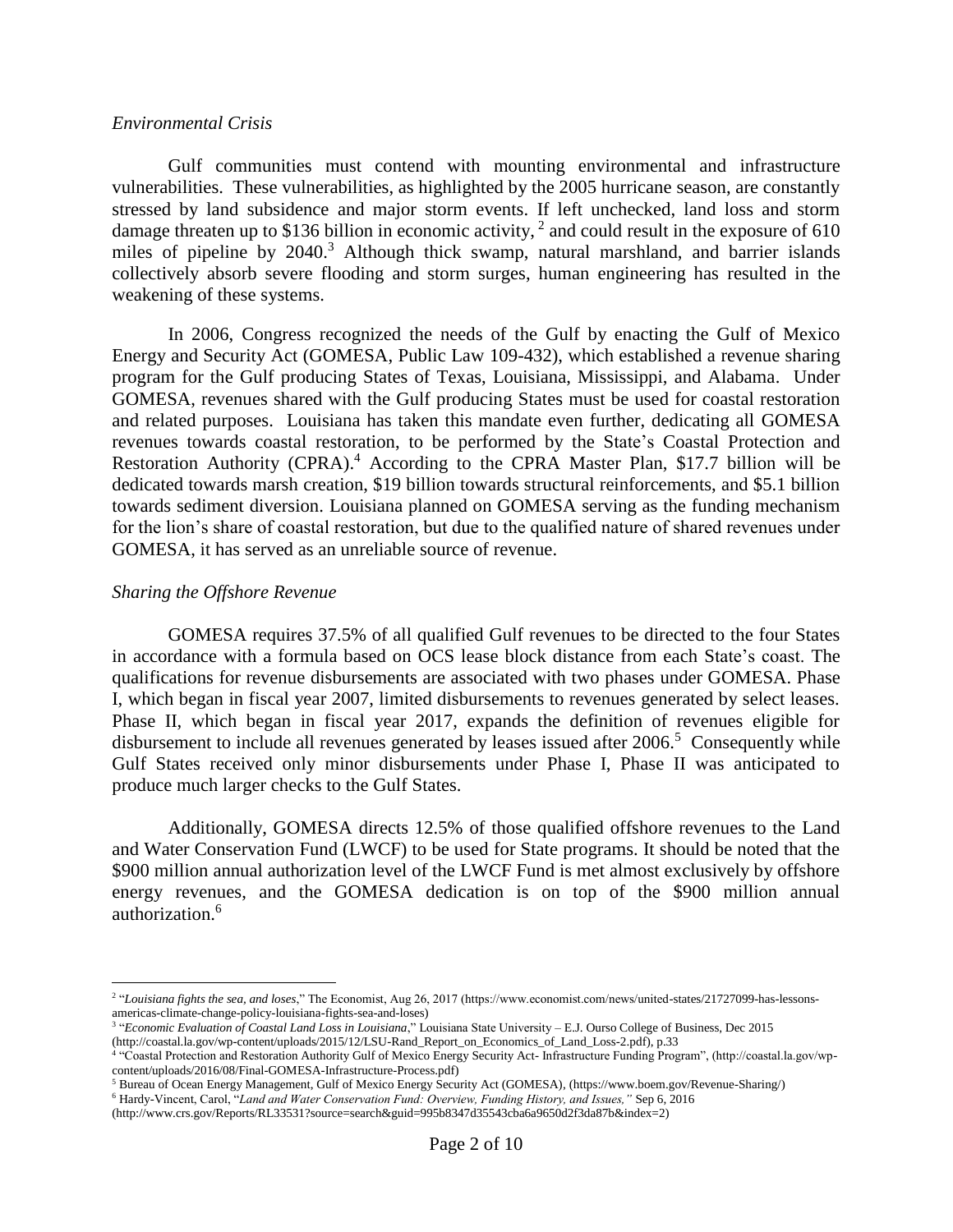*Environmental Crisis*

Gulf communities must contend with mounting environmental and infrastructure vulnerabilities. These vulnerabilities, as highlighted by the 2005 hurricane season, are constantly stressed by land subsidence and major storm events. If left unchecked, land loss and storm damage threaten up to $136 billion in economic activity, [2] and could result in the exposure of 610 miles of pipeline by 2040.[3] Although thick swamp, natural marshland, and barrier islands collectively absorb severe flooding and storm surges, human engineering has resulted in the weakening of these systems.

In 2006, Congress recognized the needs of the Gulf by enacting the Gulf of Mexico Energy and Security Act (GOMESA, Public Law 109-432), which established a revenue sharing program for the Gulf producing States of Texas, Louisiana, Mississippi, and Alabama. Under GOMESA, revenues shared with the Gulf producing States must be used for coastal restoration and related purposes. Louisiana has taken this mandate even further, dedicating all GOMESA revenues towards coastal restoration, to be performed by the State's Coastal Protection and Restoration Authority (CPRA).[4] According to the CPRA Master Plan, $17.7 billion will be dedicated towards marsh creation, $19 billion towards structural reinforcements, and $5.1 billion towards sediment diversion. Louisiana planned on GOMESA serving as the funding mechanism for the lion's share of coastal restoration, but due to the qualified nature of shared revenues under GOMESA, it has served as an unreliable source of revenue.

*Sharing the Offshore Revenue*

GOMESA requires 37.5% of all qualified Gulf revenues to be directed to the four States in accordance with a formula based on OCS lease block distance from each State's coast. The qualifications for revenue disbursements are associated with two phases under GOMESA. Phase I, which began in fiscal year 2007, limited disbursements to revenues generated by select leases. Phase II, which began in fiscal year 2017, expands the definition of revenues eligible for disbursement to include all revenues generated by leases issued after 2006.[5] Consequently while Gulf States received only minor disbursements under Phase I, Phase II was anticipated to produce much larger checks to the Gulf States.

Additionally, GOMESA directs 12.5% of those qualified offshore revenues to the Land and Water Conservation Fund (LWCF) to be used for State programs. It should be noted that the $900 million annual authorization level of the LWCF Fund is met almost exclusively by offshore energy revenues, and the GOMESA dedication is on top of the $900 million annual authorization.[6]

---

[2] "*Louisiana fights the sea, and loses*," The Economist, Aug 26, 2017 (https://www.economist.com/news/united-states/21727099-has-lessons-americas-climate-change-policy-louisiana-fights-sea-and-loses)

[3] "*Economic Evaluation of Coastal Land Loss in Louisiana*," Louisiana State University – E.J. Ourso College of Business, Dec 2015 (http://coastal.la.gov/wp-content/uploads/2015/12/LSU-Rand_Report_on_Economics_of_Land_Loss-2.pdf), p.33

[4] "Coastal Protection and Restoration Authority Gulf of Mexico Energy Security Act- Infrastructure Funding Program", (http://coastal.la.gov/wp-content/uploads/2016/08/Final-GOMESA-Infrastructure-Process.pdf)

[5] Bureau of Ocean Energy Management, Gulf of Mexico Energy Security Act (GOMESA), (https://www.boem.gov/Revenue-Sharing/)

[6] Hardy-Vincent, Carol, "*Land and Water Conservation Fund: Overview, Funding History, and Issues,*" Sep 6, 2016 (http://www.crs.gov/Reports/RL33531?source=search&guid=995b8347d35543cba6a9650d2f3da87b&index=2)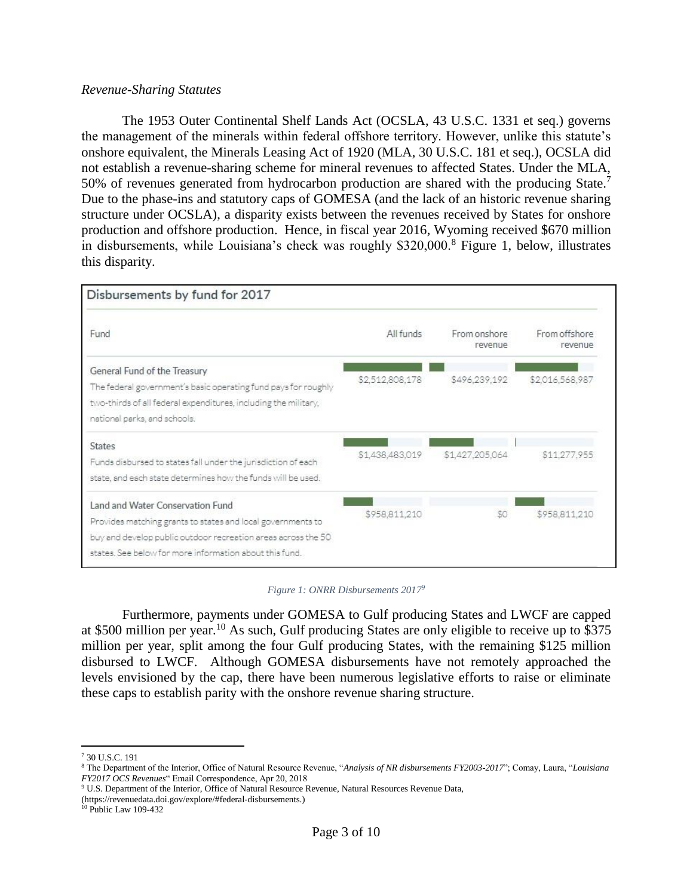*Revenue-Sharing Statutes*

The 1953 Outer Continental Shelf Lands Act (OCSLA, 43 U.S.C. 1331 et seq.) governs the management of the minerals within federal offshore territory. However, unlike this statute's onshore equivalent, the Minerals Leasing Act of 1920 (MLA, 30 U.S.C. 181 et seq.), OCSLA did not establish a revenue-sharing scheme for mineral revenues to affected States. Under the MLA, 50% of revenues generated from hydrocarbon production are shared with the producing State.[7] Due to the phase-ins and statutory caps of GOMESA (and the lack of an historic revenue sharing structure under OCSLA), a disparity exists between the revenues received by States for onshore production and offshore production. Hence, in fiscal year 2016, Wyoming received \$670 million in disbursements, while Louisiana's check was roughly \$320,000.[8] Figure 1, below, illustrates this disparity.

**Disbursements by fund for 2017**

| Fund | All funds | From onshore revenue | From offshore revenue |
| --- | --- | --- | --- |
| General Fund of the Treasury<br>The federal government's basic operating fund pays for roughly two-thirds of all federal expenditures, including the military, national parks, and schools. | \$2,512,808,178 | \$496,239,192 | \$2,016,568,987 |
| States<br>Funds disbursed to states fall under the jurisdiction of each state, and each state determines how the funds will be used. | \$1,438,483,019 | \$1,427,205,064 | \$11,277,955 |
| Land and Water Conservation Fund<br>Provides matching grants to states and local governments to buy and develop public outdoor recreation areas across the 50 states. See below for more information about this fund. | \$958,811,210 | \$0 | \$958,811,210 |

*Figure 1: ONRR Disbursements 2017*[9]

Furthermore, payments under GOMESA to Gulf producing States and LWCF are capped at \$500 million per year.[10] As such, Gulf producing States are only eligible to receive up to \$375 million per year, split among the four Gulf producing States, with the remaining \$125 million disbursed to LWCF. Although GOMESA disbursements have not remotely approached the levels envisioned by the cap, there have been numerous legislative efforts to raise or eliminate these caps to establish parity with the onshore revenue sharing structure.

---

[7] 30 U.S.C. 191

[8] The Department of the Interior, Office of Natural Resource Revenue, "*Analysis of NR disbursements FY2003-2017*"; Comay, Laura, "*Louisiana FY2017 OCS Revenues*" Email Correspondence, Apr 20, 2018

[9] U.S. Department of the Interior, Office of Natural Resource Revenue, Natural Resources Revenue Data, (https://revenuedata.doi.gov/explore/#federal-disbursements.)

[10] Public Law 109-432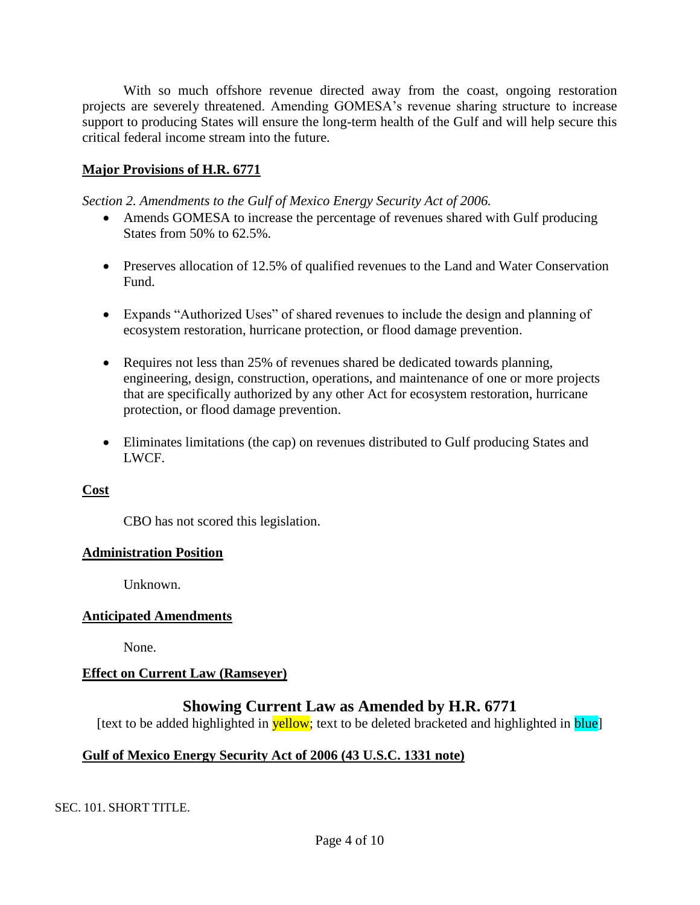With so much offshore revenue directed away from the coast, ongoing restoration projects are severely threatened. Amending GOMESA's revenue sharing structure to increase support to producing States will ensure the long-term health of the Gulf and will help secure this critical federal income stream into the future.

**Major Provisions of H.R. 6771**

*Section 2. Amendments to the Gulf of Mexico Energy Security Act of 2006.*

- Amends GOMESA to increase the percentage of revenues shared with Gulf producing States from 50% to 62.5%.
- Preserves allocation of 12.5% of qualified revenues to the Land and Water Conservation Fund.
- Expands "Authorized Uses" of shared revenues to include the design and planning of ecosystem restoration, hurricane protection, or flood damage prevention.
- Requires not less than 25% of revenues shared be dedicated towards planning, engineering, design, construction, operations, and maintenance of one or more projects that are specifically authorized by any other Act for ecosystem restoration, hurricane protection, or flood damage prevention.
- Eliminates limitations (the cap) on revenues distributed to Gulf producing States and LWCF.

**Cost**

CBO has not scored this legislation.

**Administration Position**

Unknown.

**Anticipated Amendments**

None.

**Effect on Current Law (Ramseyer)**

## Showing Current Law as Amended by H.R. 6771

[text to be added highlighted in yellow; text to be deleted bracketed and highlighted in blue]

**Gulf of Mexico Energy Security Act of 2006 (43 U.S.C. 1331 note)**

SEC. 101. SHORT TITLE.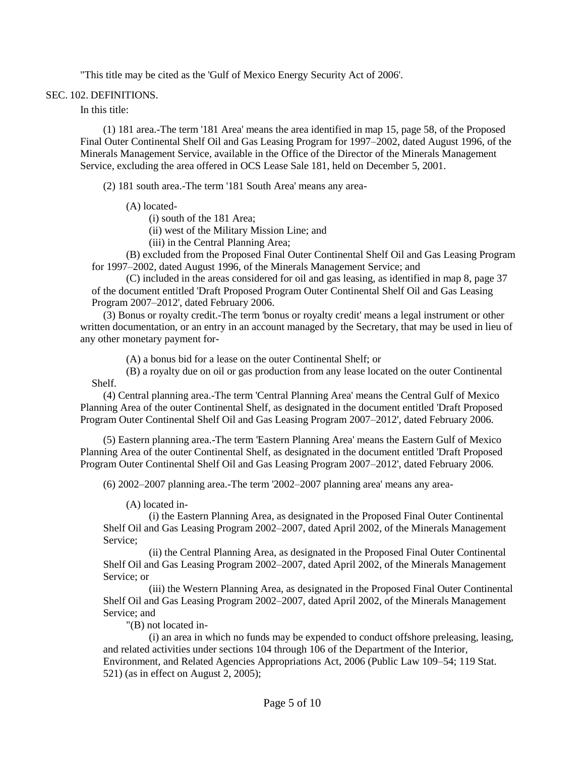"This title may be cited as the 'Gulf of Mexico Energy Security Act of 2006'.

SEC. 102. DEFINITIONS.

In this title:

(1) 181 area.-The term '181 Area' means the area identified in map 15, page 58, of the Proposed Final Outer Continental Shelf Oil and Gas Leasing Program for 1997–2002, dated August 1996, of the Minerals Management Service, available in the Office of the Director of the Minerals Management Service, excluding the area offered in OCS Lease Sale 181, held on December 5, 2001.

(2) 181 south area.-The term '181 South Area' means any area-

(A) located-

(i) south of the 181 Area;

(ii) west of the Military Mission Line; and

(iii) in the Central Planning Area;

(B) excluded from the Proposed Final Outer Continental Shelf Oil and Gas Leasing Program for 1997–2002, dated August 1996, of the Minerals Management Service; and

(C) included in the areas considered for oil and gas leasing, as identified in map 8, page 37 of the document entitled 'Draft Proposed Program Outer Continental Shelf Oil and Gas Leasing Program 2007–2012', dated February 2006.

(3) Bonus or royalty credit.-The term 'bonus or royalty credit' means a legal instrument or other written documentation, or an entry in an account managed by the Secretary, that may be used in lieu of any other monetary payment for-

(A) a bonus bid for a lease on the outer Continental Shelf; or

(B) a royalty due on oil or gas production from any lease located on the outer Continental Shelf.

(4) Central planning area.-The term 'Central Planning Area' means the Central Gulf of Mexico Planning Area of the outer Continental Shelf, as designated in the document entitled 'Draft Proposed Program Outer Continental Shelf Oil and Gas Leasing Program 2007–2012', dated February 2006.

(5) Eastern planning area.-The term 'Eastern Planning Area' means the Eastern Gulf of Mexico Planning Area of the outer Continental Shelf, as designated in the document entitled 'Draft Proposed Program Outer Continental Shelf Oil and Gas Leasing Program 2007–2012', dated February 2006.

(6) 2002–2007 planning area.-The term '2002–2007 planning area' means any area-

(A) located in-

(i) the Eastern Planning Area, as designated in the Proposed Final Outer Continental Shelf Oil and Gas Leasing Program 2002–2007, dated April 2002, of the Minerals Management Service;

(ii) the Central Planning Area, as designated in the Proposed Final Outer Continental Shelf Oil and Gas Leasing Program 2002–2007, dated April 2002, of the Minerals Management Service; or

(iii) the Western Planning Area, as designated in the Proposed Final Outer Continental Shelf Oil and Gas Leasing Program 2002–2007, dated April 2002, of the Minerals Management Service; and

"(B) not located in-

(i) an area in which no funds may be expended to conduct offshore preleasing, leasing, and related activities under sections 104 through 106 of the Department of the Interior, Environment, and Related Agencies Appropriations Act, 2006 (Public Law 109–54; 119 Stat. 521) (as in effect on August 2, 2005);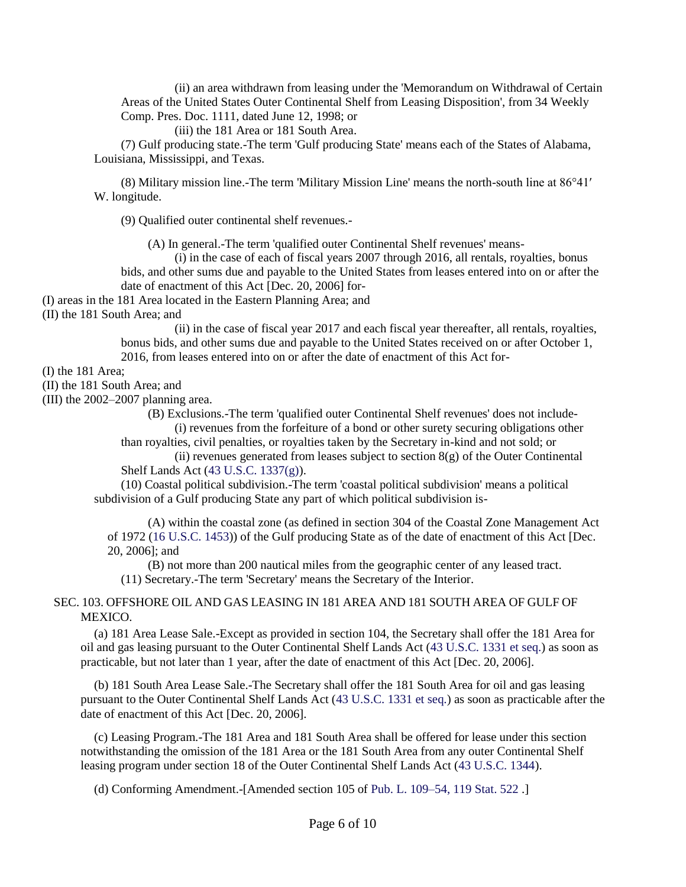(ii) an area withdrawn from leasing under the 'Memorandum on Withdrawal of Certain Areas of the United States Outer Continental Shelf from Leasing Disposition', from 34 Weekly Comp. Pres. Doc. 1111, dated June 12, 1998; or

(iii) the 181 Area or 181 South Area.

(7) Gulf producing state.-The term 'Gulf producing State' means each of the States of Alabama, Louisiana, Mississippi, and Texas.

(8) Military mission line.-The term 'Military Mission Line' means the north-south line at 86°41′ W. longitude.

(9) Qualified outer continental shelf revenues.-

(A) In general.-The term 'qualified outer Continental Shelf revenues' means-

(i) in the case of each of fiscal years 2007 through 2016, all rentals, royalties, bonus bids, and other sums due and payable to the United States from leases entered into on or after the date of enactment of this Act [Dec. 20, 2006] for-

(I) areas in the 181 Area located in the Eastern Planning Area; and

(II) the 181 South Area; and

(ii) in the case of fiscal year 2017 and each fiscal year thereafter, all rentals, royalties, bonus bids, and other sums due and payable to the United States received on or after October 1, 2016, from leases entered into on or after the date of enactment of this Act for-

(I) the 181 Area;

(II) the 181 South Area; and

(III) the 2002–2007 planning area.

(B) Exclusions.-The term 'qualified outer Continental Shelf revenues' does not include-

(i) revenues from the forfeiture of a bond or other surety securing obligations other than royalties, civil penalties, or royalties taken by the Secretary in-kind and not sold; or

(ii) revenues generated from leases subject to section 8(g) of the Outer Continental Shelf Lands Act (43 U.S.C. 1337(g)).

(10) Coastal political subdivision.-The term 'coastal political subdivision' means a political subdivision of a Gulf producing State any part of which political subdivision is-

(A) within the coastal zone (as defined in section 304 of the Coastal Zone Management Act of 1972 (16 U.S.C. 1453)) of the Gulf producing State as of the date of enactment of this Act [Dec. 20, 2006]; and

(B) not more than 200 nautical miles from the geographic center of any leased tract.

(11) Secretary.-The term 'Secretary' means the Secretary of the Interior.

SEC. 103. OFFSHORE OIL AND GAS LEASING IN 181 AREA AND 181 SOUTH AREA OF GULF OF MEXICO.

(a) 181 Area Lease Sale.-Except as provided in section 104, the Secretary shall offer the 181 Area for oil and gas leasing pursuant to the Outer Continental Shelf Lands Act (43 U.S.C. 1331 et seq.) as soon as practicable, but not later than 1 year, after the date of enactment of this Act [Dec. 20, 2006].

(b) 181 South Area Lease Sale.-The Secretary shall offer the 181 South Area for oil and gas leasing pursuant to the Outer Continental Shelf Lands Act (43 U.S.C. 1331 et seq.) as soon as practicable after the date of enactment of this Act [Dec. 20, 2006].

(c) Leasing Program.-The 181 Area and 181 South Area shall be offered for lease under this section notwithstanding the omission of the 181 Area or the 181 South Area from any outer Continental Shelf leasing program under section 18 of the Outer Continental Shelf Lands Act (43 U.S.C. 1344).

(d) Conforming Amendment.-[Amended section 105 of Pub. L. 109–54, 119 Stat. 522 .]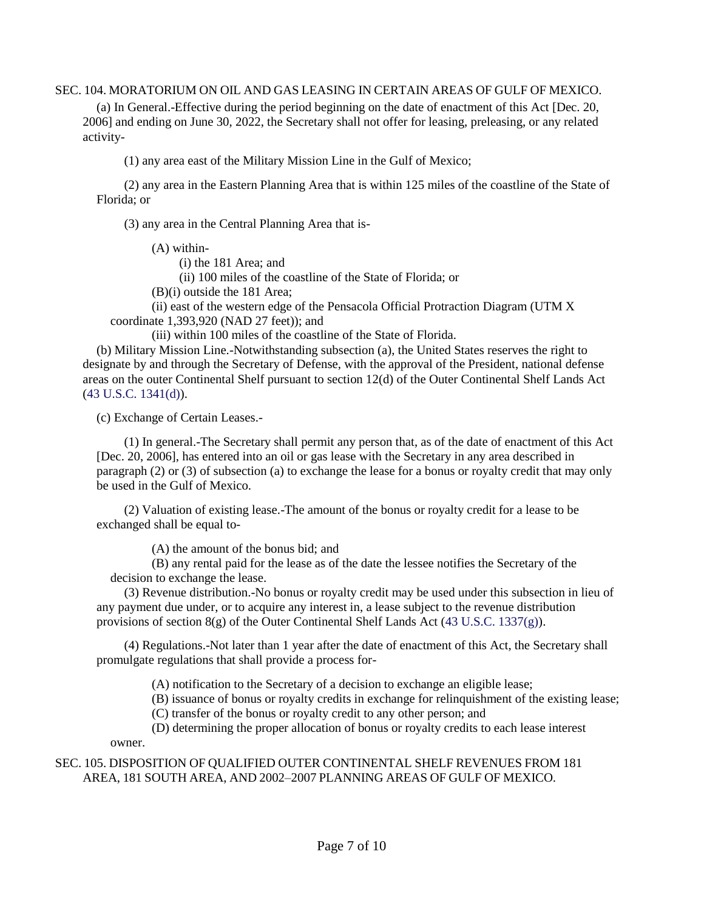SEC. 104. MORATORIUM ON OIL AND GAS LEASING IN CERTAIN AREAS OF GULF OF MEXICO.

(a) In General.-Effective during the period beginning on the date of enactment of this Act [Dec. 20, 2006] and ending on June 30, 2022, the Secretary shall not offer for leasing, preleasing, or any related activity-

(1) any area east of the Military Mission Line in the Gulf of Mexico;

(2) any area in the Eastern Planning Area that is within 125 miles of the coastline of the State of Florida; or

(3) any area in the Central Planning Area that is-

(A) within-

(i) the 181 Area; and

(ii) 100 miles of the coastline of the State of Florida; or

(B)(i) outside the 181 Area;

(ii) east of the western edge of the Pensacola Official Protraction Diagram (UTM X coordinate 1,393,920 (NAD 27 feet)); and

(iii) within 100 miles of the coastline of the State of Florida.

(b) Military Mission Line.-Notwithstanding subsection (a), the United States reserves the right to designate by and through the Secretary of Defense, with the approval of the President, national defense areas on the outer Continental Shelf pursuant to section 12(d) of the Outer Continental Shelf Lands Act (43 U.S.C. 1341(d)).

(c) Exchange of Certain Leases.-

(1) In general.-The Secretary shall permit any person that, as of the date of enactment of this Act [Dec. 20, 2006], has entered into an oil or gas lease with the Secretary in any area described in paragraph (2) or (3) of subsection (a) to exchange the lease for a bonus or royalty credit that may only be used in the Gulf of Mexico.

(2) Valuation of existing lease.-The amount of the bonus or royalty credit for a lease to be exchanged shall be equal to-

(A) the amount of the bonus bid; and

(B) any rental paid for the lease as of the date the lessee notifies the Secretary of the decision to exchange the lease.

(3) Revenue distribution.-No bonus or royalty credit may be used under this subsection in lieu of any payment due under, or to acquire any interest in, a lease subject to the revenue distribution provisions of section 8(g) of the Outer Continental Shelf Lands Act (43 U.S.C. 1337(g)).

(4) Regulations.-Not later than 1 year after the date of enactment of this Act, the Secretary shall promulgate regulations that shall provide a process for-

(A) notification to the Secretary of a decision to exchange an eligible lease;

(B) issuance of bonus or royalty credits in exchange for relinquishment of the existing lease;

(C) transfer of the bonus or royalty credit to any other person; and

(D) determining the proper allocation of bonus or royalty credits to each lease interest owner.

SEC. 105. DISPOSITION OF QUALIFIED OUTER CONTINENTAL SHELF REVENUES FROM 181 AREA, 181 SOUTH AREA, AND 2002–2007 PLANNING AREAS OF GULF OF MEXICO.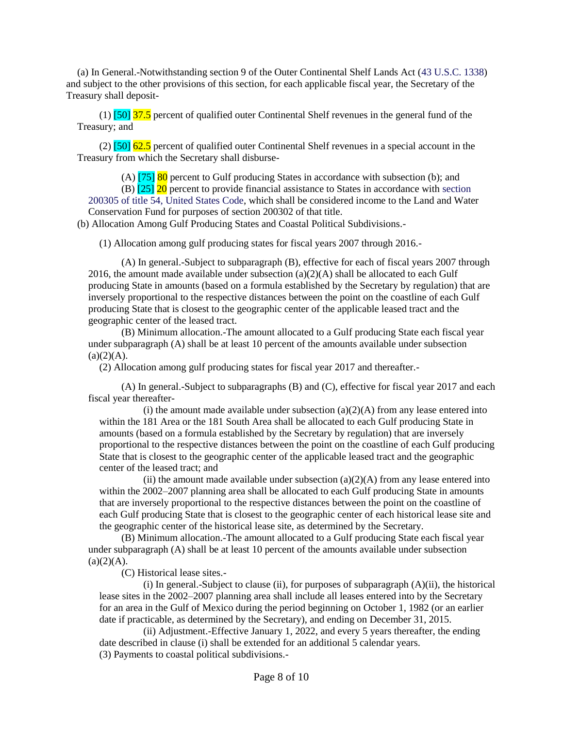(a) In General.-Notwithstanding section 9 of the Outer Continental Shelf Lands Act (43 U.S.C. 1338) and subject to the other provisions of this section, for each applicable fiscal year, the Secretary of the Treasury shall deposit-

(1) [50] 37.5 percent of qualified outer Continental Shelf revenues in the general fund of the Treasury; and

(2) [50] 62.5 percent of qualified outer Continental Shelf revenues in a special account in the Treasury from which the Secretary shall disburse-

(A) [75] 80 percent to Gulf producing States in accordance with subsection (b); and

(B) [25] 20 percent to provide financial assistance to States in accordance with section 200305 of title 54, United States Code, which shall be considered income to the Land and Water Conservation Fund for purposes of section 200302 of that title.

(b) Allocation Among Gulf Producing States and Coastal Political Subdivisions.-

(1) Allocation among gulf producing states for fiscal years 2007 through 2016.-

(A) In general.-Subject to subparagraph (B), effective for each of fiscal years 2007 through 2016, the amount made available under subsection (a)(2)(A) shall be allocated to each Gulf producing State in amounts (based on a formula established by the Secretary by regulation) that are inversely proportional to the respective distances between the point on the coastline of each Gulf producing State that is closest to the geographic center of the applicable leased tract and the geographic center of the leased tract.

(B) Minimum allocation.-The amount allocated to a Gulf producing State each fiscal year under subparagraph (A) shall be at least 10 percent of the amounts available under subsection (a)(2)(A).

(2) Allocation among gulf producing states for fiscal year 2017 and thereafter.-

(A) In general.-Subject to subparagraphs (B) and (C), effective for fiscal year 2017 and each fiscal year thereafter-

(i) the amount made available under subsection (a)(2)(A) from any lease entered into within the 181 Area or the 181 South Area shall be allocated to each Gulf producing State in amounts (based on a formula established by the Secretary by regulation) that are inversely proportional to the respective distances between the point on the coastline of each Gulf producing State that is closest to the geographic center of the applicable leased tract and the geographic center of the leased tract; and

(ii) the amount made available under subsection (a)(2)(A) from any lease entered into within the 2002–2007 planning area shall be allocated to each Gulf producing State in amounts that are inversely proportional to the respective distances between the point on the coastline of each Gulf producing State that is closest to the geographic center of each historical lease site and the geographic center of the historical lease site, as determined by the Secretary.

(B) Minimum allocation.-The amount allocated to a Gulf producing State each fiscal year under subparagraph (A) shall be at least 10 percent of the amounts available under subsection (a)(2)(A).

(C) Historical lease sites.-

(i) In general.-Subject to clause (ii), for purposes of subparagraph (A)(ii), the historical lease sites in the 2002–2007 planning area shall include all leases entered into by the Secretary for an area in the Gulf of Mexico during the period beginning on October 1, 1982 (or an earlier date if practicable, as determined by the Secretary), and ending on December 31, 2015.

(ii) Adjustment.-Effective January 1, 2022, and every 5 years thereafter, the ending date described in clause (i) shall be extended for an additional 5 calendar years.

(3) Payments to coastal political subdivisions.-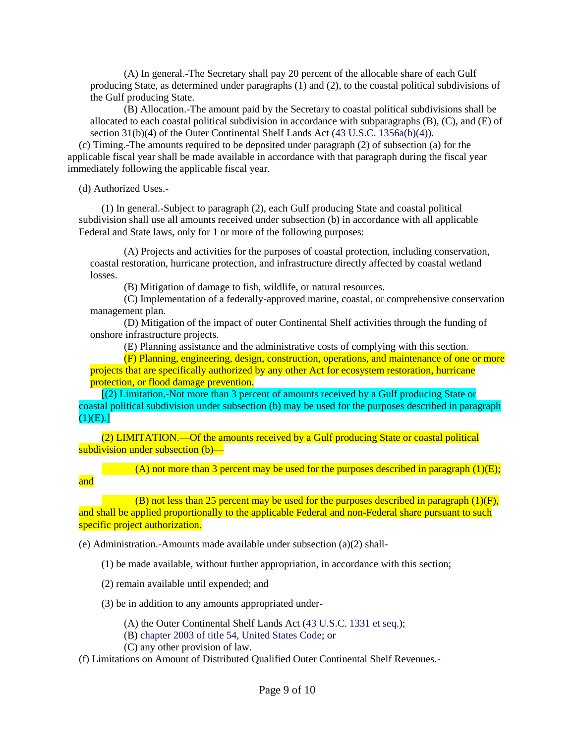(A) In general.-The Secretary shall pay 20 percent of the allocable share of each Gulf producing State, as determined under paragraphs (1) and (2), to the coastal political subdivisions of the Gulf producing State.

(B) Allocation.-The amount paid by the Secretary to coastal political subdivisions shall be allocated to each coastal political subdivision in accordance with subparagraphs (B), (C), and (E) of section 31(b)(4) of the Outer Continental Shelf Lands Act (43 U.S.C. 1356a(b)(4)).

(c) Timing.-The amounts required to be deposited under paragraph (2) of subsection (a) for the applicable fiscal year shall be made available in accordance with that paragraph during the fiscal year immediately following the applicable fiscal year.

(d) Authorized Uses.-

(1) In general.-Subject to paragraph (2), each Gulf producing State and coastal political subdivision shall use all amounts received under subsection (b) in accordance with all applicable Federal and State laws, only for 1 or more of the following purposes:

(A) Projects and activities for the purposes of coastal protection, including conservation, coastal restoration, hurricane protection, and infrastructure directly affected by coastal wetland losses.

(B) Mitigation of damage to fish, wildlife, or natural resources.

(C) Implementation of a federally-approved marine, coastal, or comprehensive conservation management plan.

(D) Mitigation of the impact of outer Continental Shelf activities through the funding of onshore infrastructure projects.

(E) Planning assistance and the administrative costs of complying with this section.

(F) Planning, engineering, design, construction, operations, and maintenance of one or more projects that are specifically authorized by any other Act for ecosystem restoration, hurricane protection, or flood damage prevention.

[(2) Limitation.-Not more than 3 percent of amounts received by a Gulf producing State or coastal political subdivision under subsection (b) may be used for the purposes described in paragraph (1)(E).]

(2) LIMITATION.—Of the amounts received by a Gulf producing State or coastal political subdivision under subsection (b)—

(A) not more than 3 percent may be used for the purposes described in paragraph (1)(E); and

(B) not less than 25 percent may be used for the purposes described in paragraph (1)(F), and shall be applied proportionally to the applicable Federal and non-Federal share pursuant to such specific project authorization.

(e) Administration.-Amounts made available under subsection (a)(2) shall-

(1) be made available, without further appropriation, in accordance with this section;

(2) remain available until expended; and

(3) be in addition to any amounts appropriated under-

(A) the Outer Continental Shelf Lands Act (43 U.S.C. 1331 et seq.);

(B) chapter 2003 of title 54, United States Code; or

(C) any other provision of law.

(f) Limitations on Amount of Distributed Qualified Outer Continental Shelf Revenues.-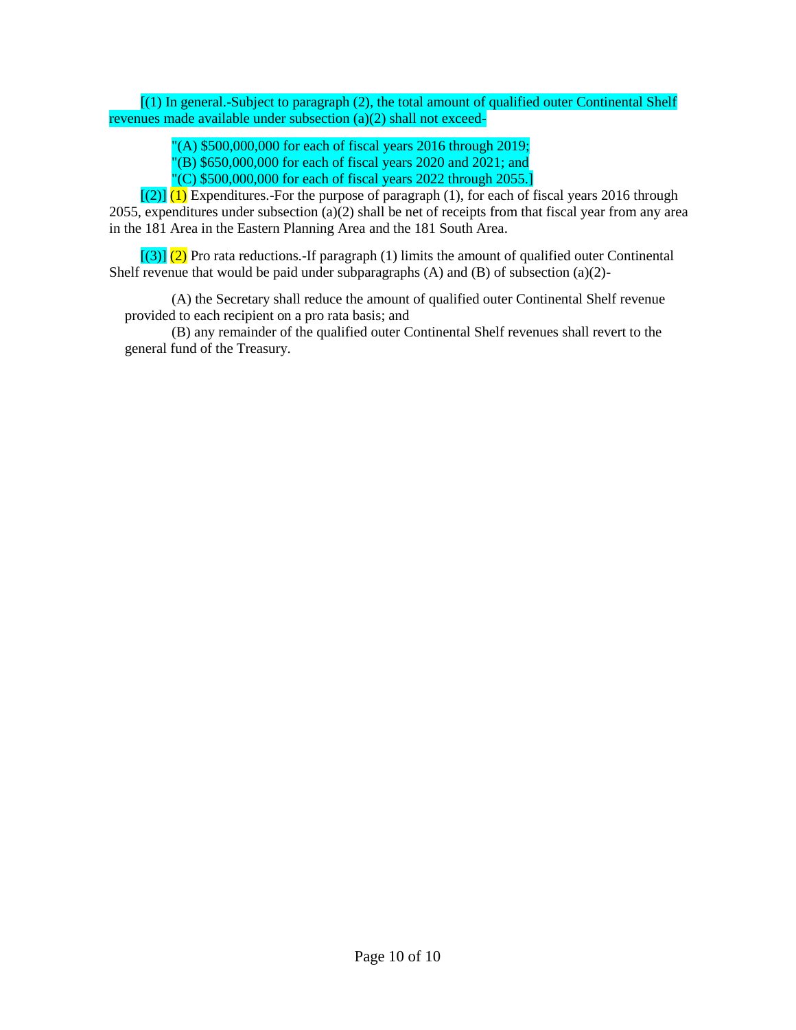[(1) In general.-Subject to paragraph (2), the total amount of qualified outer Continental Shelf revenues made available under subsection (a)(2) shall not exceed-

"(A) $500,000,000 for each of fiscal years 2016 through 2019;
"(B) $650,000,000 for each of fiscal years 2020 and 2021; and
"(C) $500,000,000 for each of fiscal years 2022 through 2055.]

[(2)] (1) Expenditures.-For the purpose of paragraph (1), for each of fiscal years 2016 through 2055, expenditures under subsection (a)(2) shall be net of receipts from that fiscal year from any area in the 181 Area in the Eastern Planning Area and the 181 South Area.

[(3)] (2) Pro rata reductions.-If paragraph (1) limits the amount of qualified outer Continental Shelf revenue that would be paid under subparagraphs (A) and (B) of subsection (a)(2)-

(A) the Secretary shall reduce the amount of qualified outer Continental Shelf revenue provided to each recipient on a pro rata basis; and

(B) any remainder of the qualified outer Continental Shelf revenues shall revert to the general fund of the Treasury.